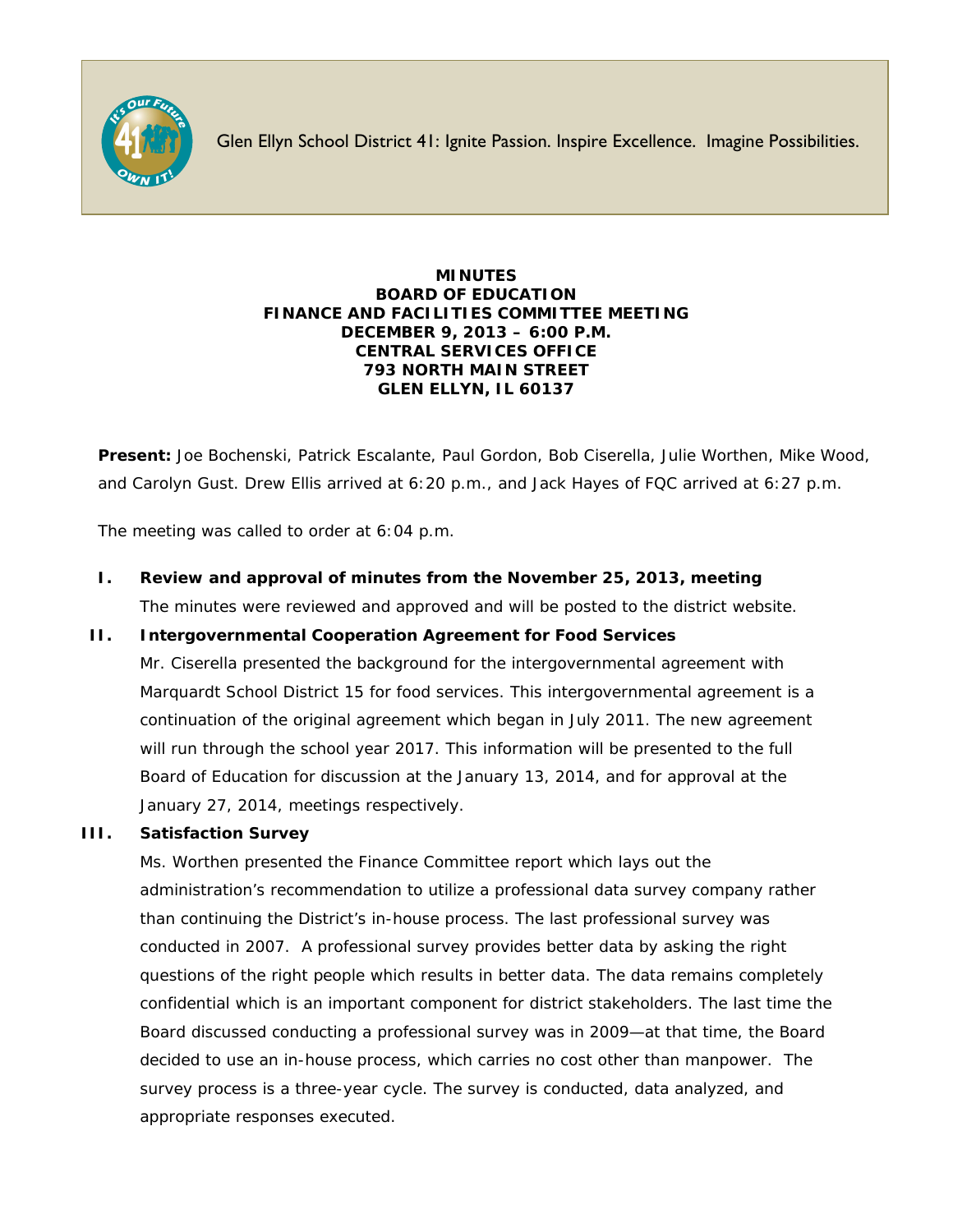Glen Ellyn School District 41: Ignite Passion. Inspire Excellence. Imagine Possibilities.

# MINUTES
## BOARD OF EDUCATION
## FINANCE AND FACILITIES COMMITTEE MEETING
## DECEMBER 9, 2013 – 6:00 P.M.
## CENTRAL SERVICES OFFICE
## 793 NORTH MAIN STREET
## GLEN ELLYN, IL 60137

**Present:** Joe Bochenski, Patrick Escalante, Paul Gordon, Bob Ciserella, Julie Worthen, Mike Wood, and Carolyn Gust. Drew Ellis arrived at 6:20 p.m., and Jack Hayes of FQC arrived at 6:27 p.m.

The meeting was called to order at 6:04 p.m.

**I. Review and approval of minutes from the November 25, 2013, meeting**

The minutes were reviewed and approved and will be posted to the district website.

**II. Intergovernmental Cooperation Agreement for Food Services**

Mr. Ciserella presented the background for the intergovernmental agreement with Marquardt School District 15 for food services. This intergovernmental agreement is a continuation of the original agreement which began in July 2011. The new agreement will run through the school year 2017. This information will be presented to the full Board of Education for discussion at the January 13, 2014, and for approval at the January 27, 2014, meetings respectively.

**III. Satisfaction Survey**

Ms. Worthen presented the Finance Committee report which lays out the administration's recommendation to utilize a professional data survey company rather than continuing the District's in-house process. The last professional survey was conducted in 2007. A professional survey provides better data by asking the right questions of the right people which results in better data. The data remains completely confidential which is an important component for district stakeholders. The last time the Board discussed conducting a professional survey was in 2009—at that time, the Board decided to use an in-house process, which carries no cost other than manpower. The survey process is a three-year cycle. The survey is conducted, data analyzed, and appropriate responses executed.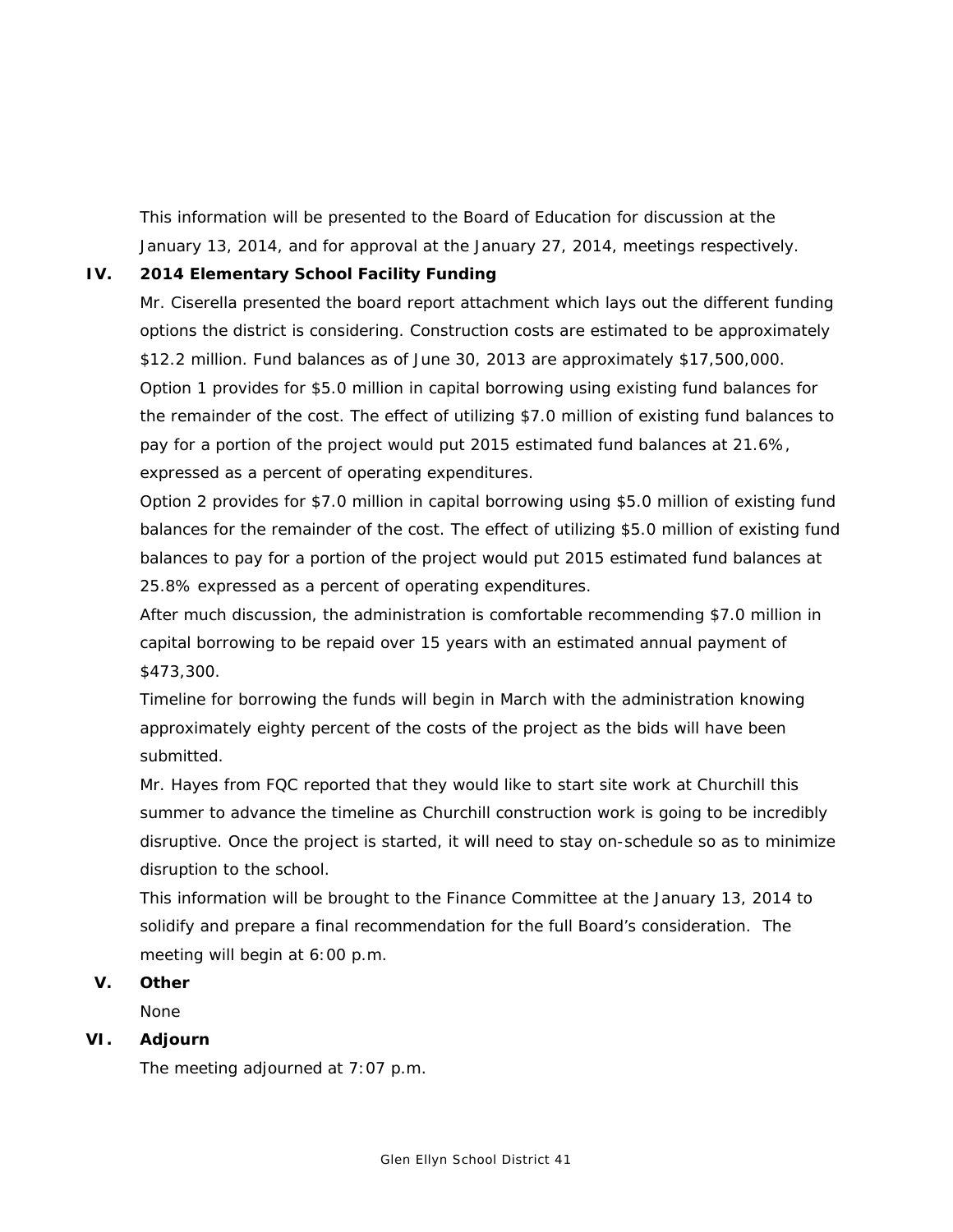This information will be presented to the Board of Education for discussion at the January 13, 2014, and for approval at the January 27, 2014, meetings respectively.

**IV. 2014 Elementary School Facility Funding**

Mr. Ciserella presented the board report attachment which lays out the different funding options the district is considering. Construction costs are estimated to be approximately $12.2 million. Fund balances as of June 30, 2013 are approximately $17,500,000.

Option 1 provides for $5.0 million in capital borrowing using existing fund balances for the remainder of the cost. The effect of utilizing $7.0 million of existing fund balances to pay for a portion of the project would put 2015 estimated fund balances at 21.6%, expressed as a percent of operating expenditures.

Option 2 provides for $7.0 million in capital borrowing using $5.0 million of existing fund balances for the remainder of the cost. The effect of utilizing $5.0 million of existing fund balances to pay for a portion of the project would put 2015 estimated fund balances at 25.8% expressed as a percent of operating expenditures.

After much discussion, the administration is comfortable recommending $7.0 million in capital borrowing to be repaid over 15 years with an estimated annual payment of $473,300.

Timeline for borrowing the funds will begin in March with the administration knowing approximately eighty percent of the costs of the project as the bids will have been submitted.

Mr. Hayes from FQC reported that they would like to start site work at Churchill this summer to advance the timeline as Churchill construction work is going to be incredibly disruptive. Once the project is started, it will need to stay on-schedule so as to minimize disruption to the school.

This information will be brought to the Finance Committee at the January 13, 2014 to solidify and prepare a final recommendation for the full Board's consideration. The meeting will begin at 6:00 p.m.

**V. Other**

None

**VI. Adjourn**

The meeting adjourned at 7:07 p.m.